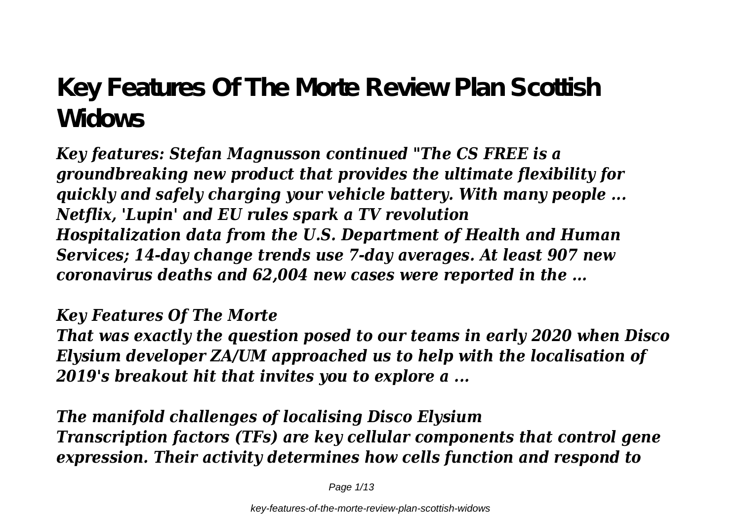# Key Features Of The Morte Review Plan Scottish Widows

*Key features: Stefan Magnusson continued "The CS FREE is a groundbreaking new product that provides the ultimate flexibility for quickly and safely charging your vehicle battery. With many people ...*
*Netflix, 'Lupin' and EU rules spark a TV revolution*
*Hospitalization data from the U.S. Department of Health and Human Services; 14-day change trends use 7-day averages. At least 907 new coronavirus deaths and 62,004 new cases were reported in the ...*

*Key Features Of The Morte*
*That was exactly the question posed to our teams in early 2020 when Disco Elysium developer ZA/UM approached us to help with the localisation of 2019's breakout hit that invites you to explore a ...*

*The manifold challenges of localising Disco Elysium*
*Transcription factors (TFs) are key cellular components that control gene expression. Their activity determines how cells function and respond to*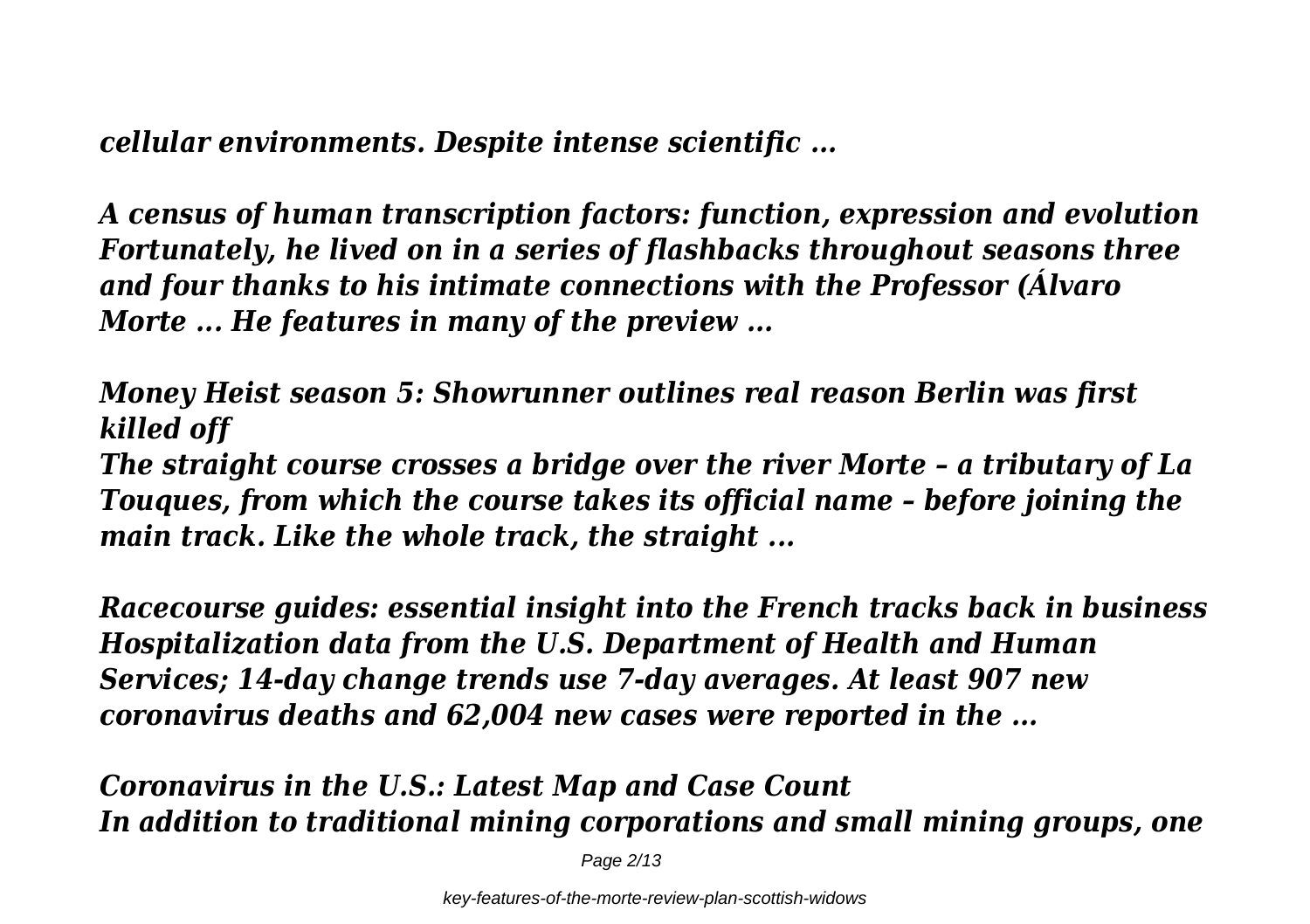*cellular environments. Despite intense scientific ...*

*A census of human transcription factors: function, expression and evolution*
*Fortunately, he lived on in a series of flashbacks throughout seasons three and four thanks to his intimate connections with the Professor (Álvaro Morte ... He features in many of the preview ...*

*Money Heist season 5: Showrunner outlines real reason Berlin was first killed off*
*The straight course crosses a bridge over the river Morte – a tributary of La Touques, from which the course takes its official name – before joining the main track. Like the whole track, the straight ...*

*Racecourse guides: essential insight into the French tracks back in business*
*Hospitalization data from the U.S. Department of Health and Human Services; 14-day change trends use 7-day averages. At least 907 new coronavirus deaths and 62,004 new cases were reported in the ...*

*Coronavirus in the U.S.: Latest Map and Case Count*
*In addition to traditional mining corporations and small mining groups, one*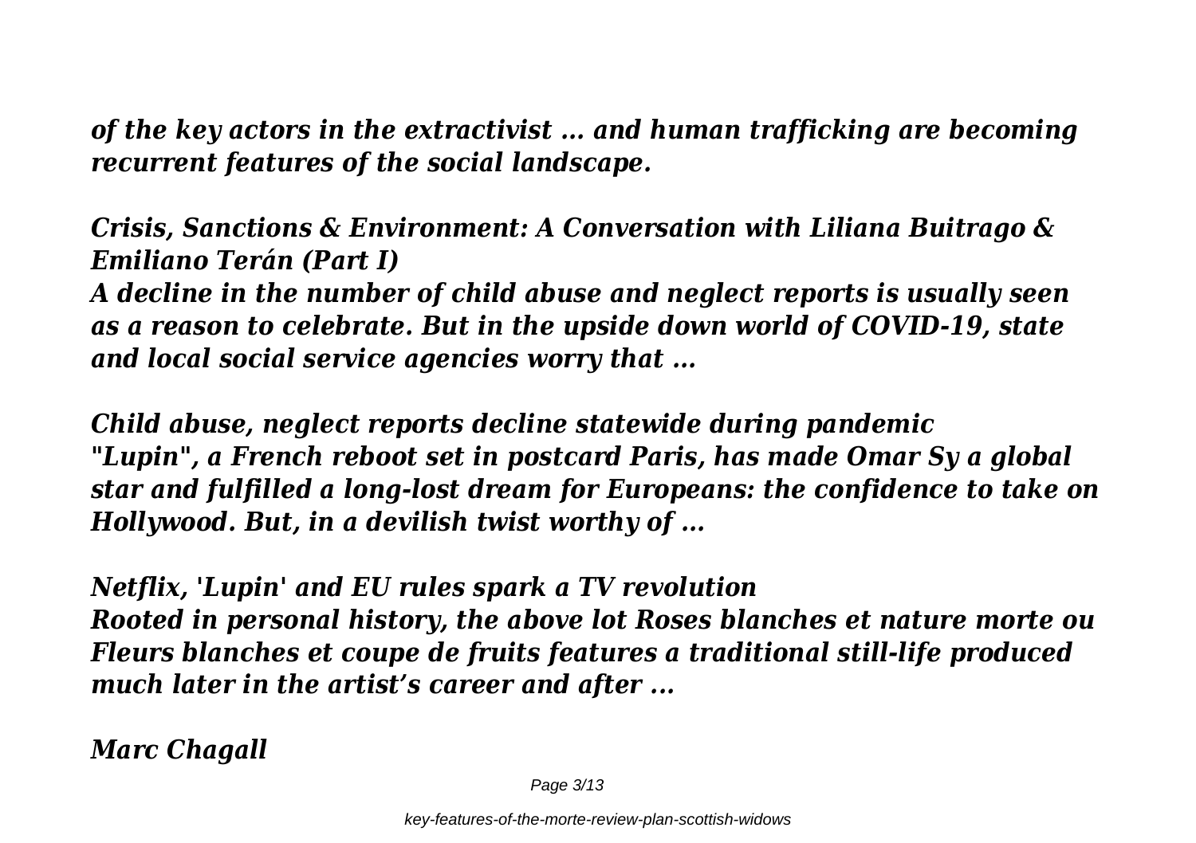*of the key actors in the extractivist ... and human trafficking are becoming recurrent features of the social landscape.*

***Crisis, Sanctions & Environment: A Conversation with Liliana Buitrago & Emiliano Terán (Part I)***
*A decline in the number of child abuse and neglect reports is usually seen as a reason to celebrate. But in the upside down world of COVID-19, state and local social service agencies worry that ...*

***Child abuse, neglect reports decline statewide during pandemic***
*"Lupin", a French reboot set in postcard Paris, has made Omar Sy a global star and fulfilled a long-lost dream for Europeans: the confidence to take on Hollywood. But, in a devilish twist worthy of ...*

***Netflix, 'Lupin' and EU rules spark a TV revolution***
*Rooted in personal history, the above lot Roses blanches et nature morte ou Fleurs blanches et coupe de fruits features a traditional still-life produced much later in the artist's career and after ...*

***Marc Chagall***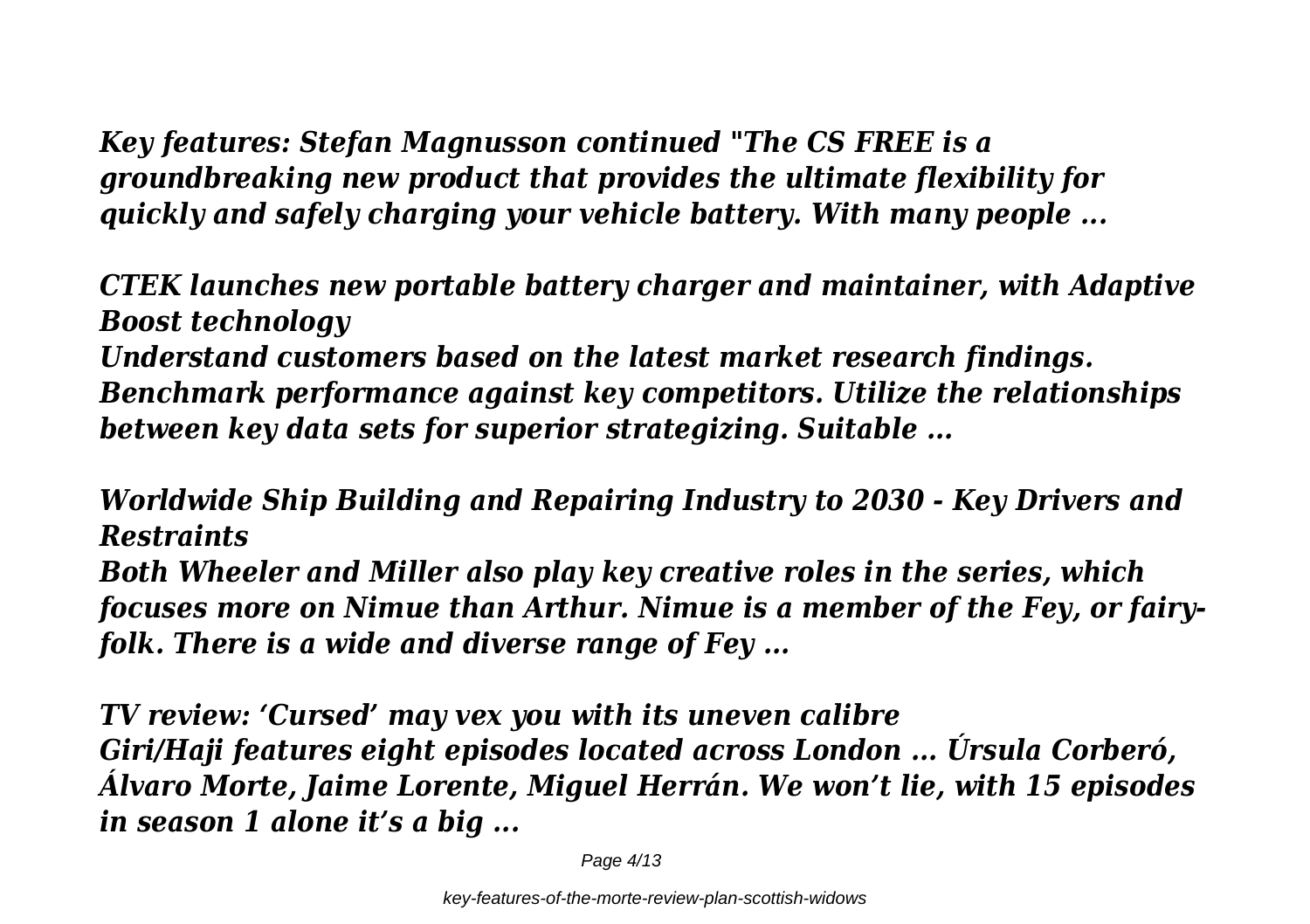*Key features: Stefan Magnusson continued "The CS FREE is a groundbreaking new product that provides the ultimate flexibility for quickly and safely charging your vehicle battery. With many people ...*

*CTEK launches new portable battery charger and maintainer, with Adaptive Boost technology*

*Understand customers based on the latest market research findings. Benchmark performance against key competitors. Utilize the relationships between key data sets for superior strategizing. Suitable ...*

*Worldwide Ship Building and Repairing Industry to 2030 - Key Drivers and Restraints*

*Both Wheeler and Miller also play key creative roles in the series, which focuses more on Nimue than Arthur. Nimue is a member of the Fey, or fairy-folk. There is a wide and diverse range of Fey ...*

*TV review: 'Cursed' may vex you with its uneven calibre*

*Giri/Haji features eight episodes located across London ... Úrsula Corberó, Álvaro Morte, Jaime Lorente, Miguel Herrán. We won't lie, with 15 episodes in season 1 alone it's a big ...*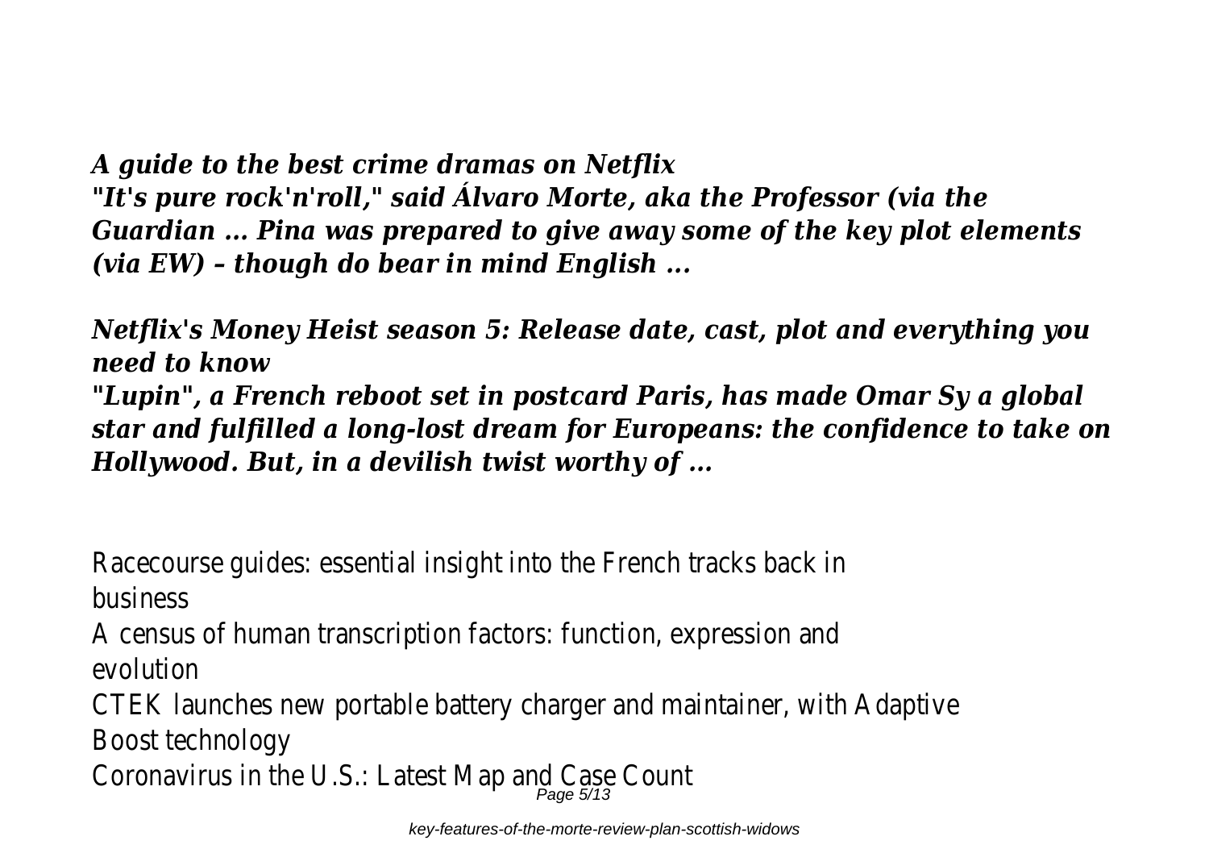***A guide to the best crime dramas on Netflix***
***"It's pure rock'n'roll," said Álvaro Morte, aka the Professor (via the Guardian ... Pina was prepared to give away some of the key plot elements (via EW) – though do bear in mind English ...***

***Netflix's Money Heist season 5: Release date, cast, plot and everything you need to know***
***"Lupin", a French reboot set in postcard Paris, has made Omar Sy a global star and fulfilled a long-lost dream for Europeans: the confidence to take on Hollywood. But, in a devilish twist worthy of ...***

Racecourse guides: essential insight into the French tracks back in business
A census of human transcription factors: function, expression and evolution
CTEK launches new portable battery charger and maintainer, with Adaptive Boost technology
Coronavirus in the U.S.: Latest Map and Case Count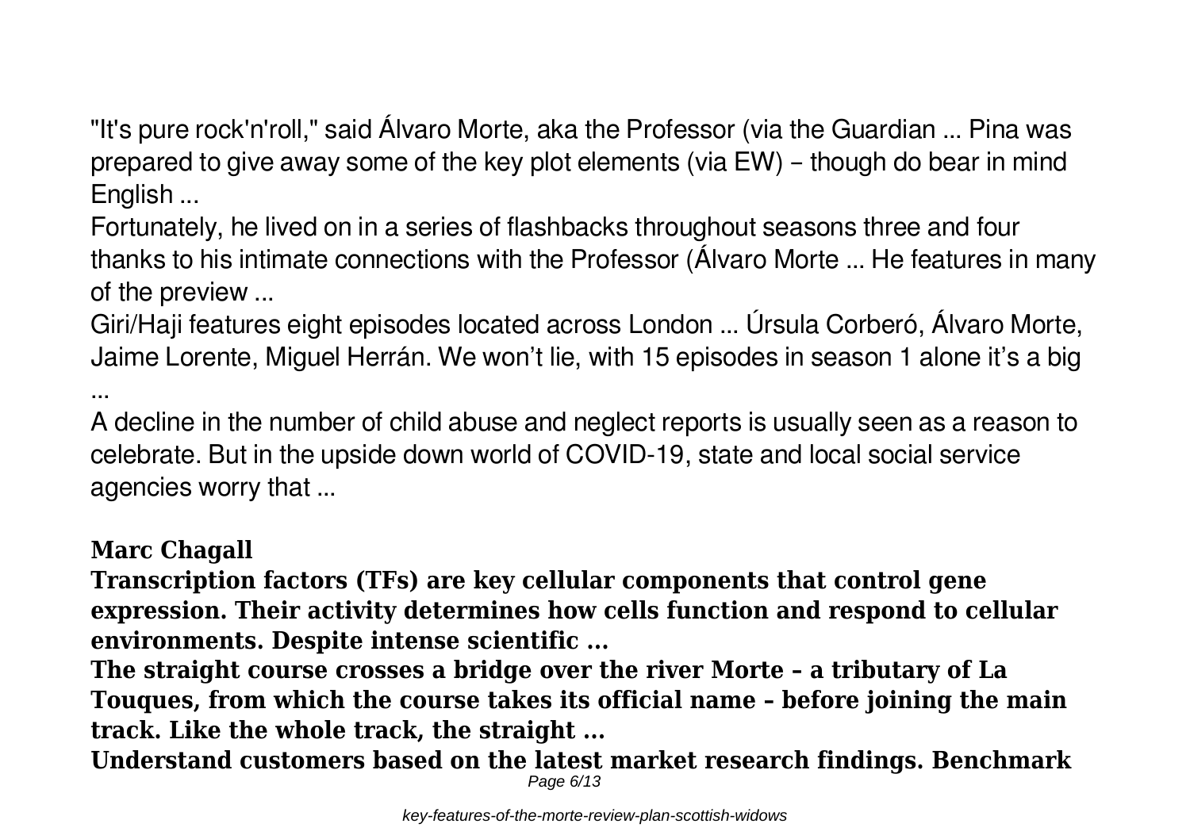"It's pure rock'n'roll," said Álvaro Morte, aka the Professor (via the Guardian ... Pina was prepared to give away some of the key plot elements (via EW) – though do bear in mind English ...

Fortunately, he lived on in a series of flashbacks throughout seasons three and four thanks to his intimate connections with the Professor (Álvaro Morte ... He features in many of the preview ...

Giri/Haji features eight episodes located across London ... Úrsula Corberó, Álvaro Morte, Jaime Lorente, Miguel Herrán. We won't lie, with 15 episodes in season 1 alone it's a big ...

A decline in the number of child abuse and neglect reports is usually seen as a reason to celebrate. But in the upside down world of COVID-19, state and local social service agencies worry that ...

**Marc Chagall**

**Transcription factors (TFs) are key cellular components that control gene expression. Their activity determines how cells function and respond to cellular environments. Despite intense scientific ...**

**The straight course crosses a bridge over the river Morte – a tributary of La Touques, from which the course takes its official name – before joining the main track. Like the whole track, the straight ...**

**Understand customers based on the latest market research findings. Benchmark**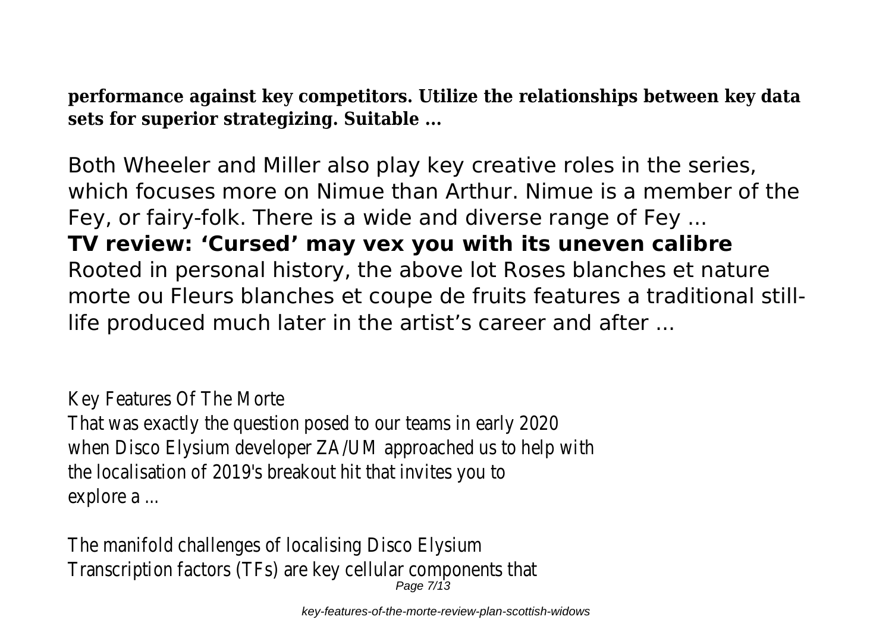**performance against key competitors. Utilize the relationships between key data sets for superior strategizing. Suitable ...**

Both Wheeler and Miller also play key creative roles in the series, which focuses more on Nimue than Arthur. Nimue is a member of the Fey, or fairy-folk. There is a wide and diverse range of Fey ...

**TV review: 'Cursed' may vex you with its uneven calibre**

Rooted in personal history, the above lot Roses blanches et nature morte ou Fleurs blanches et coupe de fruits features a traditional still-life produced much later in the artist's career and after ...

Key Features Of The Morte

That was exactly the question posed to our teams in early 2020 when Disco Elysium developer ZA/UM approached us to help with the localisation of 2019's breakout hit that invites you to explore a ...

The manifold challenges of localising Disco Elysium

Transcription factors (TFs) are key cellular components that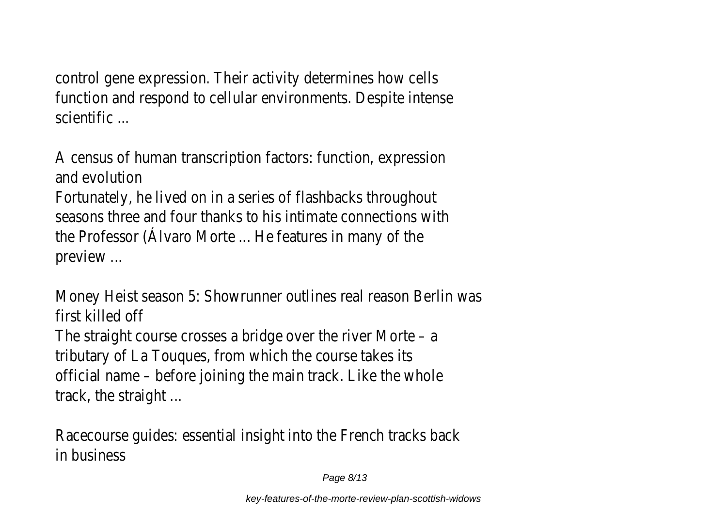control gene expression. Their activity determines how cells function and respond to cellular environments. Despite intense scientific ...

A census of human transcription factors: function, expression and evolution

Fortunately, he lived on in a series of flashbacks throughout seasons three and four thanks to his intimate connections with the Professor (Álvaro Morte ... He features in many of the preview ...

Money Heist season 5: Showrunner outlines real reason Berlin was first killed off

The straight course crosses a bridge over the river Morte – a tributary of La Touques, from which the course takes its official name – before joining the main track. Like the whole track, the straight ...

Racecourse guides: essential insight into the French tracks back in business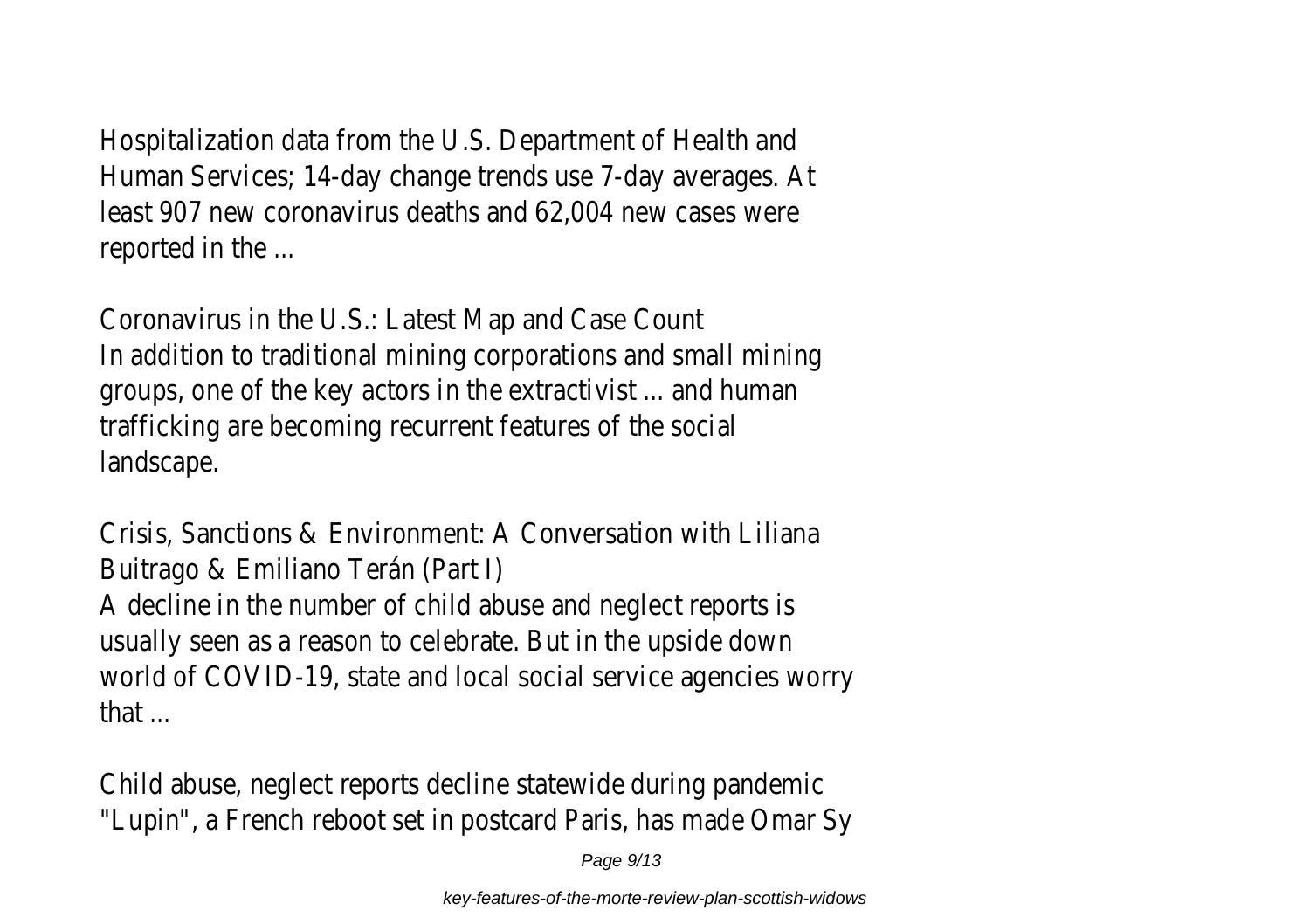Hospitalization data from the U.S. Department of Health and Human Services; 14-day change trends use 7-day averages. At least 907 new coronavirus deaths and 62,004 new cases were reported in the ...

Coronavirus in the U.S.: Latest Map and Case Count

In addition to traditional mining corporations and small mining groups, one of the key actors in the extractivist ... and human trafficking are becoming recurrent features of the social landscape.

Crisis, Sanctions & Environment: A Conversation with Liliana Buitrago & Emiliano Terán (Part I)

A decline in the number of child abuse and neglect reports is usually seen as a reason to celebrate. But in the upside down world of COVID-19, state and local social service agencies worry that ...

Child abuse, neglect reports decline statewide during pandemic

"Lupin", a French reboot set in postcard Paris, has made Omar Sy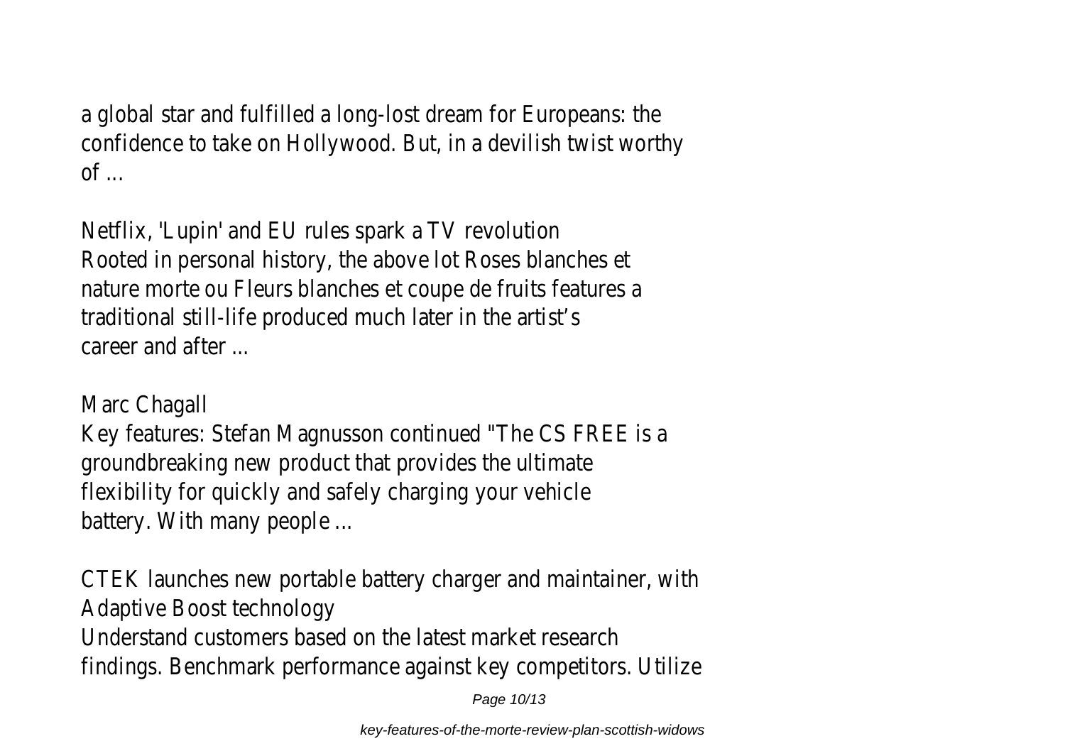a global star and fulfilled a long-lost dream for Europeans: the confidence to take on Hollywood. But, in a devilish twist worthy of ...

Netflix, 'Lupin' and EU rules spark a TV revolution
Rooted in personal history, the above lot Roses blanches et nature morte ou Fleurs blanches et coupe de fruits features a traditional still-life produced much later in the artist’s career and after ...

Marc Chagall
Key features: Stefan Magnusson continued "The CS FREE is a groundbreaking new product that provides the ultimate flexibility for quickly and safely charging your vehicle battery. With many people ...

CTEK launches new portable battery charger and maintainer, with Adaptive Boost technology
Understand customers based on the latest market research findings. Benchmark performance against key competitors. Utilize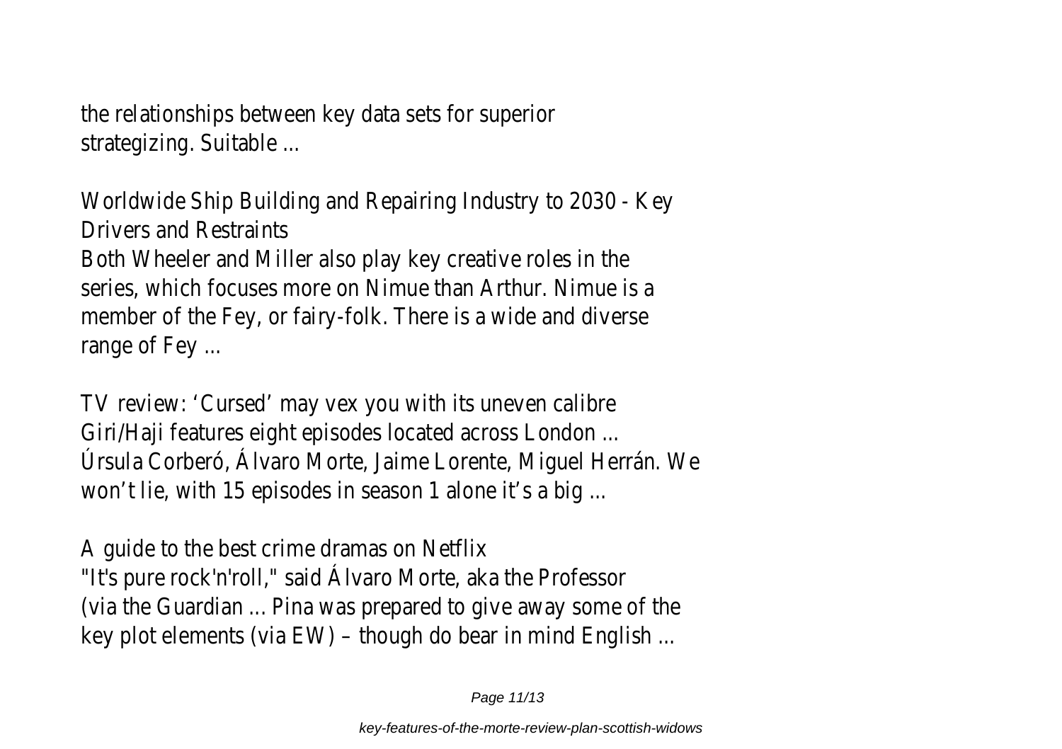the relationships between key data sets for superior strategizing. Suitable ...

Worldwide Ship Building and Repairing Industry to 2030 - Key Drivers and Restraints

Both Wheeler and Miller also play key creative roles in the series, which focuses more on Nimue than Arthur. Nimue is a member of the Fey, or fairy-folk. There is a wide and diverse range of Fey ...

TV review: ‘Cursed’ may vex you with its uneven calibre

Giri/Haji features eight episodes located across London ...

Úrsula Corberó, Álvaro Morte, Jaime Lorente, Miguel Herrán. We won’t lie, with 15 episodes in season 1 alone it’s a big ...

A guide to the best crime dramas on Netflix

"It's pure rock'n'roll," said Álvaro Morte, aka the Professor (via the Guardian ... Pina was prepared to give away some of the key plot elements (via EW) – though do bear in mind English ...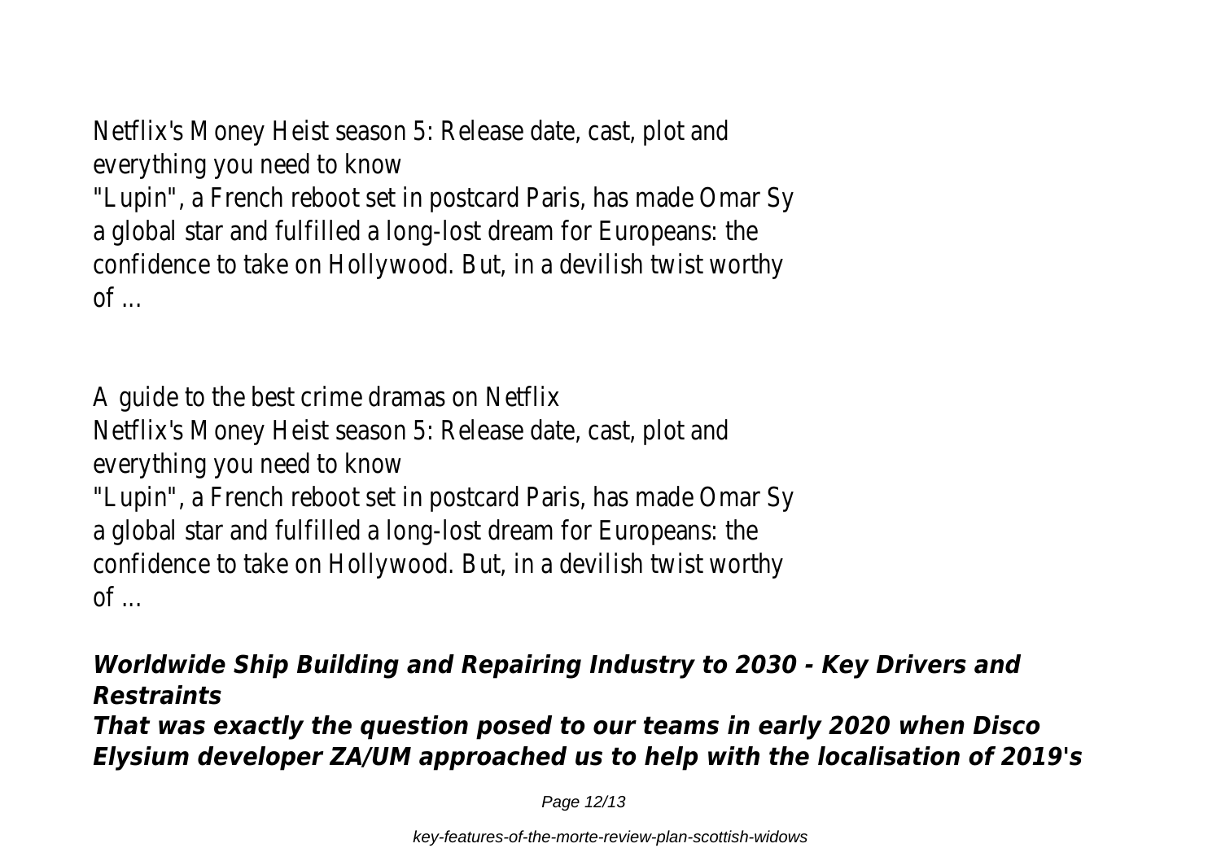Netflix's Money Heist season 5: Release date, cast, plot and everything you need to know
"Lupin", a French reboot set in postcard Paris, has made Omar Sy a global star and fulfilled a long-lost dream for Europeans: the confidence to take on Hollywood. But, in a devilish twist worthy of ...

A guide to the best crime dramas on Netflix
Netflix's Money Heist season 5: Release date, cast, plot and everything you need to know
"Lupin", a French reboot set in postcard Paris, has made Omar Sy a global star and fulfilled a long-lost dream for Europeans: the confidence to take on Hollywood. But, in a devilish twist worthy of ...

***Worldwide Ship Building and Repairing Industry to 2030 - Key Drivers and Restraints***
***That was exactly the question posed to our teams in early 2020 when Disco Elysium developer ZA/UM approached us to help with the localisation of 2019's***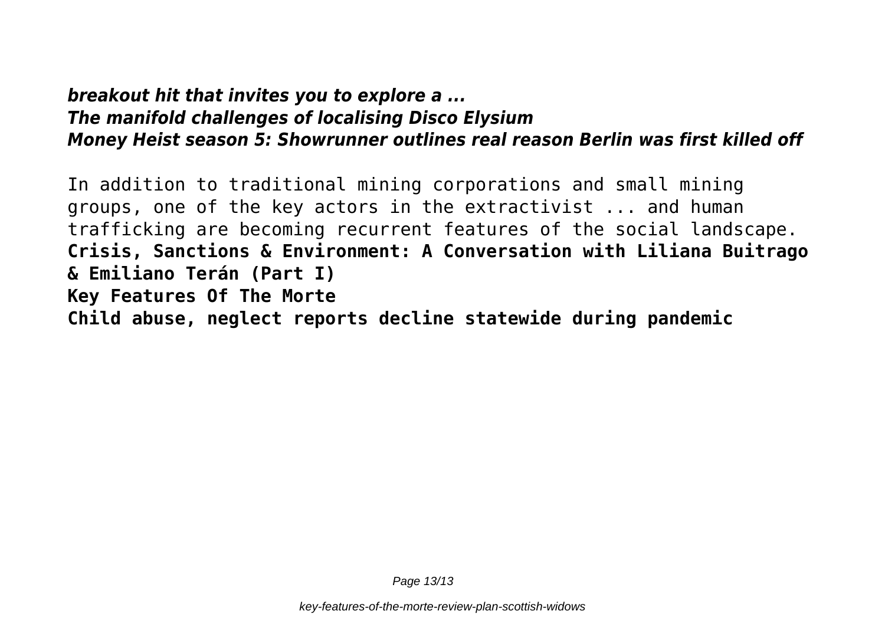***breakout hit that invites you to explore a ...***
***The manifold challenges of localising Disco Elysium***
***Money Heist season 5: Showrunner outlines real reason Berlin was first killed off***

In addition to traditional mining corporations and small mining groups, one of the key actors in the extractivist ... and human trafficking are becoming recurrent features of the social landscape.

**Crisis, Sanctions & Environment: A Conversation with Liliana Buitrago & Emiliano Terán (Part I)**
**Key Features Of The Morte**
**Child abuse, neglect reports decline statewide during pandemic**